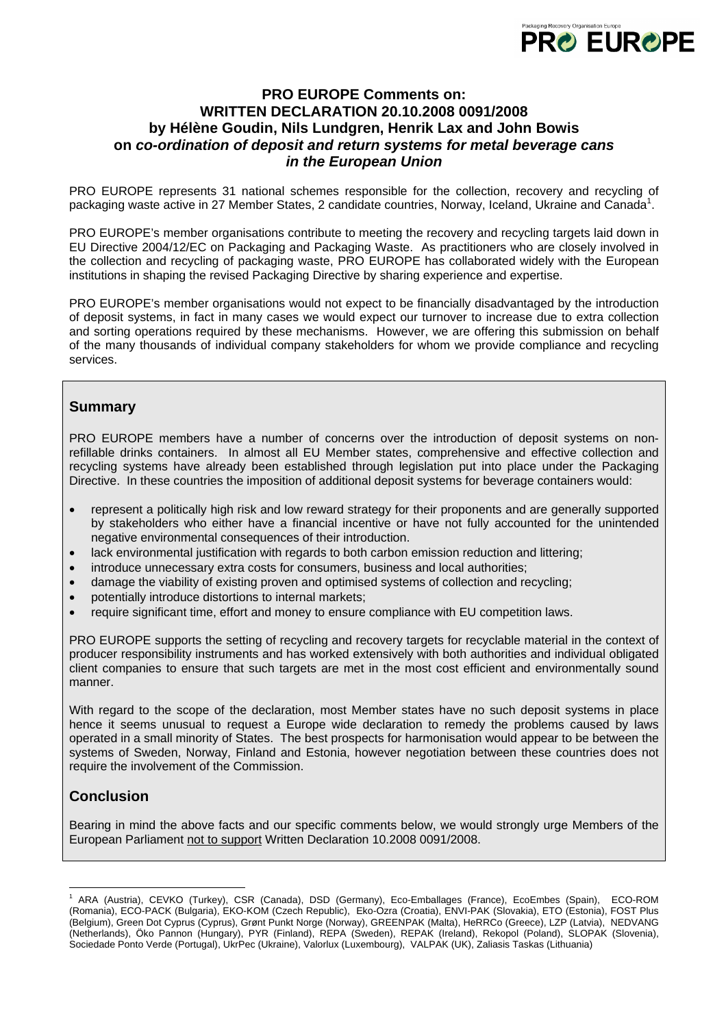# PRO EUROPE Comments on: WRITTEN DECLARATION 20.10.2008 0091/2008 by Hélène Goudin, Nils Lundgren, Henrik Lax and John Bowis on *co-ordination of deposit and return systems for metal beverage cans in the European Union*

PRO EUROPE represents 31 national schemes responsible for the collection, recovery and recycling of packaging waste active in 27 Member States, 2 candidate countries, Norway, Iceland, Ukraine and Canada[1].

PRO EUROPE's member organisations contribute to meeting the recovery and recycling targets laid down in EU Directive 2004/12/EC on Packaging and Packaging Waste. As practitioners who are closely involved in the collection and recycling of packaging waste, PRO EUROPE has collaborated widely with the European institutions in shaping the revised Packaging Directive by sharing experience and expertise.

PRO EUROPE's member organisations would not expect to be financially disadvantaged by the introduction of deposit systems, in fact in many cases we would expect our turnover to increase due to extra collection and sorting operations required by these mechanisms. However, we are offering this submission on behalf of the many thousands of individual company stakeholders for whom we provide compliance and recycling services.

## Summary

PRO EUROPE members have a number of concerns over the introduction of deposit systems on non-refillable drinks containers. In almost all EU Member states, comprehensive and effective collection and recycling systems have already been established through legislation put into place under the Packaging Directive. In these countries the imposition of additional deposit systems for beverage containers would:

- represent a politically high risk and low reward strategy for their proponents and are generally supported by stakeholders who either have a financial incentive or have not fully accounted for the unintended negative environmental consequences of their introduction.
- lack environmental justification with regards to both carbon emission reduction and littering;
- introduce unnecessary extra costs for consumers, business and local authorities;
- damage the viability of existing proven and optimised systems of collection and recycling;
- potentially introduce distortions to internal markets;
- require significant time, effort and money to ensure compliance with EU competition laws.

PRO EUROPE supports the setting of recycling and recovery targets for recyclable material in the context of producer responsibility instruments and has worked extensively with both authorities and individual obligated client companies to ensure that such targets are met in the most cost efficient and environmentally sound manner.

With regard to the scope of the declaration, most Member states have no such deposit systems in place hence it seems unusual to request a Europe wide declaration to remedy the problems caused by laws operated in a small minority of States. The best prospects for harmonisation would appear to be between the systems of Sweden, Norway, Finland and Estonia, however negotiation between these countries does not require the involvement of the Commission.

## Conclusion

Bearing in mind the above facts and our specific comments below, we would strongly urge Members of the European Parliament not to support Written Declaration 10.2008 0091/2008.

---

[1] ARA (Austria), CEVKO (Turkey), CSR (Canada), DSD (Germany), Eco-Emballages (France), EcoEmbes (Spain), ECO-ROM (Romania), ECO-PACK (Bulgaria), EKO-KOM (Czech Republic), Eko-Ozra (Croatia), ENVI-PAK (Slovakia), ETO (Estonia), FOST Plus (Belgium), Green Dot Cyprus (Cyprus), Grønt Punkt Norge (Norway), GREENPAK (Malta), HeRRCo (Greece), LZP (Latvia), NEDVANG (Netherlands), Öko Pannon (Hungary), PYR (Finland), REPA (Sweden), REPAK (Ireland), Rekopol (Poland), SLOPAK (Slovenia), Sociedade Ponto Verde (Portugal), UkrPec (Ukraine), Valorlux (Luxembourg), VALPAK (UK), Zaliasis Taskas (Lithuania)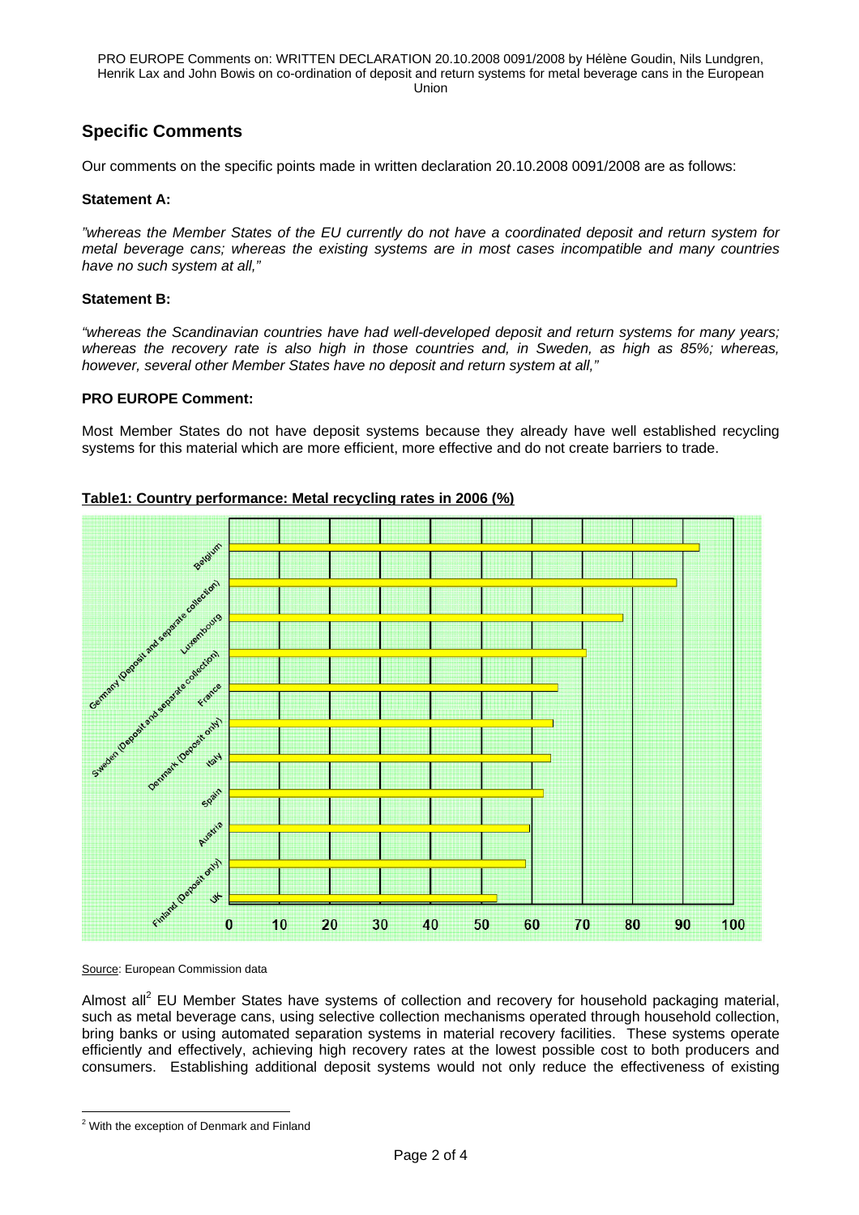## Specific Comments

Our comments on the specific points made in written declaration 20.10.2008 0091/2008 are as follows:

**Statement A:**

*"whereas the Member States of the EU currently do not have a coordinated deposit and return system for metal beverage cans; whereas the existing systems are in most cases incompatible and many countries have no such system at all,"*

**Statement B:**

*"whereas the Scandinavian countries have had well-developed deposit and return systems for many years; whereas the recovery rate is also high in those countries and, in Sweden, as high as 85%; whereas, however, several other Member States have no deposit and return system at all,"*

**PRO EUROPE Comment:**

Most Member States do not have deposit systems because they already have well established recycling systems for this material which are more efficient, more effective and do not create barriers to trade.

**Table1: Country performance: Metal recycling rates in 2006 (%)**

Belgium
Germany (Deposit and separate collection)
Luxembourg
Sweden (Deposit and separate collection)
France
Denmark (Deposit only)
Italy
Spain
Austria
Finland (Deposit only)
UK

0 10 20 30 40 50 60 70 80 90 100

Source: European Commission data

Almost all[2] EU Member States have systems of collection and recovery for household packaging material, such as metal beverage cans, using selective collection mechanisms operated through household collection, bring banks or using automated separation systems in material recovery facilities. These systems operate efficiently and effectively, achieving high recovery rates at the lowest possible cost to both producers and consumers. Establishing additional deposit systems would not only reduce the effectiveness of existing

[2] With the exception of Denmark and Finland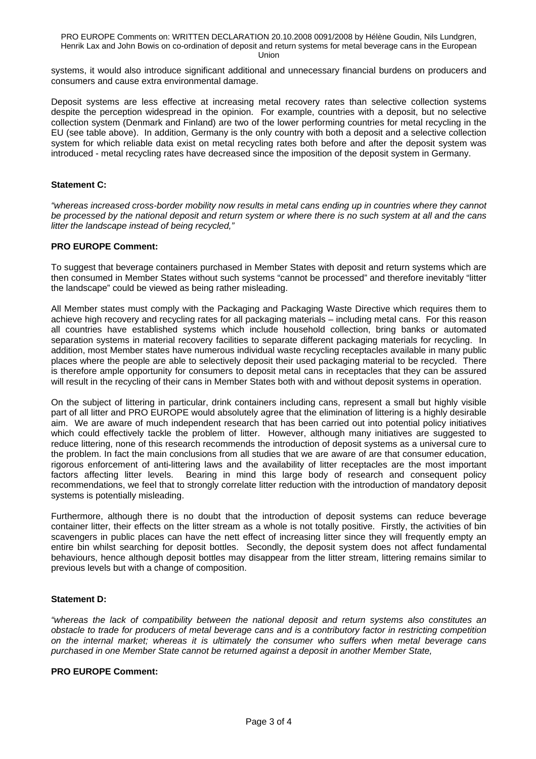systems, it would also introduce significant additional and unnecessary financial burdens on producers and consumers and cause extra environmental damage.

Deposit systems are less effective at increasing metal recovery rates than selective collection systems despite the perception widespread in the opinion. For example, countries with a deposit, but no selective collection system (Denmark and Finland) are two of the lower performing countries for metal recycling in the EU (see table above). In addition, Germany is the only country with both a deposit and a selective collection system for which reliable data exist on metal recycling rates both before and after the deposit system was introduced - metal recycling rates have decreased since the imposition of the deposit system in Germany.

**Statement C:**

*"whereas increased cross-border mobility now results in metal cans ending up in countries where they cannot be processed by the national deposit and return system or where there is no such system at all and the cans litter the landscape instead of being recycled,"*

**PRO EUROPE Comment:**

To suggest that beverage containers purchased in Member States with deposit and return systems which are then consumed in Member States without such systems "cannot be processed" and therefore inevitably "litter the landscape" could be viewed as being rather misleading.

All Member states must comply with the Packaging and Packaging Waste Directive which requires them to achieve high recovery and recycling rates for all packaging materials – including metal cans. For this reason all countries have established systems which include household collection, bring banks or automated separation systems in material recovery facilities to separate different packaging materials for recycling. In addition, most Member states have numerous individual waste recycling receptacles available in many public places where the people are able to selectively deposit their used packaging material to be recycled. There is therefore ample opportunity for consumers to deposit metal cans in receptacles that they can be assured will result in the recycling of their cans in Member States both with and without deposit systems in operation.

On the subject of littering in particular, drink containers including cans, represent a small but highly visible part of all litter and PRO EUROPE would absolutely agree that the elimination of littering is a highly desirable aim. We are aware of much independent research that has been carried out into potential policy initiatives which could effectively tackle the problem of litter. However, although many initiatives are suggested to reduce littering, none of this research recommends the introduction of deposit systems as a universal cure to the problem. In fact the main conclusions from all studies that we are aware of are that consumer education, rigorous enforcement of anti-littering laws and the availability of litter receptacles are the most important factors affecting litter levels. Bearing in mind this large body of research and consequent policy recommendations, we feel that to strongly correlate litter reduction with the introduction of mandatory deposit systems is potentially misleading.

Furthermore, although there is no doubt that the introduction of deposit systems can reduce beverage container litter, their effects on the litter stream as a whole is not totally positive. Firstly, the activities of bin scavengers in public places can have the nett effect of increasing litter since they will frequently empty an entire bin whilst searching for deposit bottles. Secondly, the deposit system does not affect fundamental behaviours, hence although deposit bottles may disappear from the litter stream, littering remains similar to previous levels but with a change of composition.

**Statement D:**

*"whereas the lack of compatibility between the national deposit and return systems also constitutes an obstacle to trade for producers of metal beverage cans and is a contributory factor in restricting competition on the internal market; whereas it is ultimately the consumer who suffers when metal beverage cans purchased in one Member State cannot be returned against a deposit in another Member State,*

**PRO EUROPE Comment:**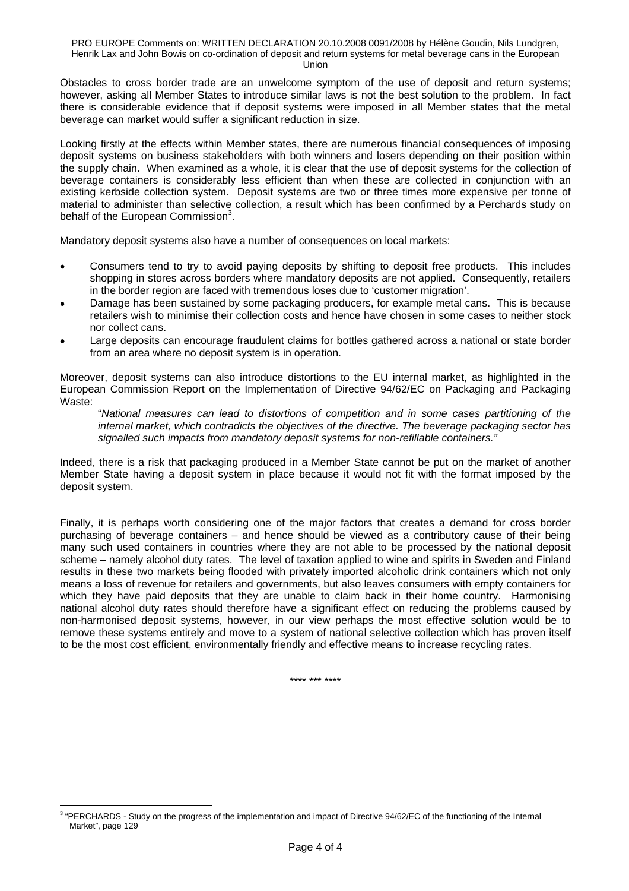Obstacles to cross border trade are an unwelcome symptom of the use of deposit and return systems; however, asking all Member States to introduce similar laws is not the best solution to the problem. In fact there is considerable evidence that if deposit systems were imposed in all Member states that the metal beverage can market would suffer a significant reduction in size.

Looking firstly at the effects within Member states, there are numerous financial consequences of imposing deposit systems on business stakeholders with both winners and losers depending on their position within the supply chain. When examined as a whole, it is clear that the use of deposit systems for the collection of beverage containers is considerably less efficient than when these are collected in conjunction with an existing kerbside collection system. Deposit systems are two or three times more expensive per tonne of material to administer than selective collection, a result which has been confirmed by a Perchards study on behalf of the European Commission[3].

Mandatory deposit systems also have a number of consequences on local markets:

- Consumers tend to try to avoid paying deposits by shifting to deposit free products. This includes shopping in stores across borders where mandatory deposits are not applied. Consequently, retailers in the border region are faced with tremendous loses due to 'customer migration'.
- Damage has been sustained by some packaging producers, for example metal cans. This is because retailers wish to minimise their collection costs and hence have chosen in some cases to neither stock nor collect cans.
- Large deposits can encourage fraudulent claims for bottles gathered across a national or state border from an area where no deposit system is in operation.

Moreover, deposit systems can also introduce distortions to the EU internal market, as highlighted in the European Commission Report on the Implementation of Directive 94/62/EC on Packaging and Packaging Waste:

> "*National measures can lead to distortions of competition and in some cases partitioning of the internal market, which contradicts the objectives of the directive. The beverage packaging sector has signalled such impacts from mandatory deposit systems for non-refillable containers."*

Indeed, there is a risk that packaging produced in a Member State cannot be put on the market of another Member State having a deposit system in place because it would not fit with the format imposed by the deposit system.

Finally, it is perhaps worth considering one of the major factors that creates a demand for cross border purchasing of beverage containers – and hence should be viewed as a contributory cause of their being many such used containers in countries where they are not able to be processed by the national deposit scheme – namely alcohol duty rates. The level of taxation applied to wine and spirits in Sweden and Finland results in these two markets being flooded with privately imported alcoholic drink containers which not only means a loss of revenue for retailers and governments, but also leaves consumers with empty containers for which they have paid deposits that they are unable to claim back in their home country. Harmonising national alcohol duty rates should therefore have a significant effect on reducing the problems caused by non-harmonised deposit systems, however, in our view perhaps the most effective solution would be to remove these systems entirely and move to a system of national selective collection which has proven itself to be the most cost efficient, environmentally friendly and effective means to increase recycling rates.

**** *** ****

[3] "PERCHARDS - Study on the progress of the implementation and impact of Directive 94/62/EC of the functioning of the Internal Market", page 129